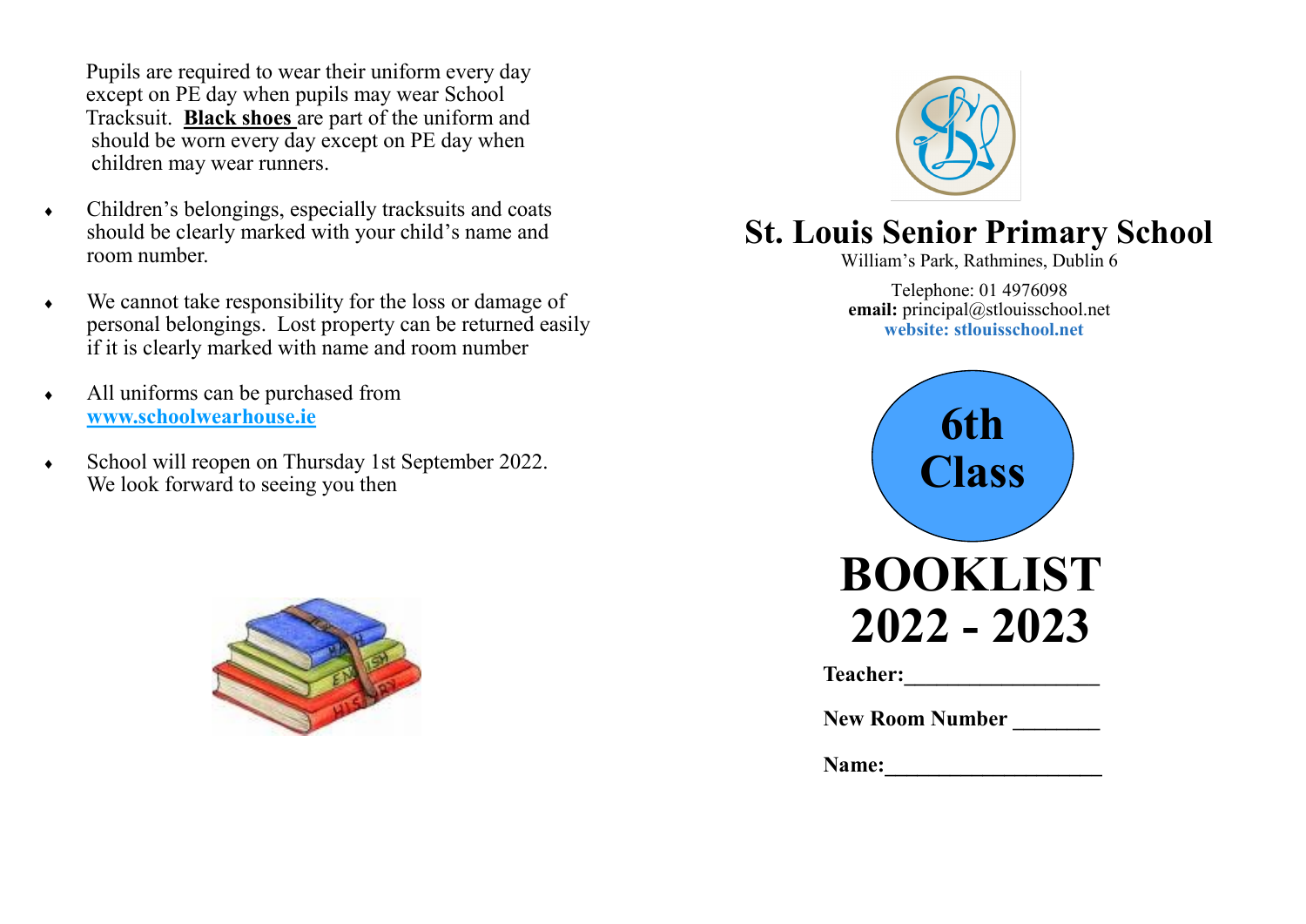Pupils are required to wear their uniform every day except on PE day when pupils may wear School Tracksuit. **Black shoes** are part of the uniform and should be worn every day except on PE day when children may wear runners.

- Children's belongings, especially tracksuits and coats should be clearly marked with your child's name and room number.
- We cannot take responsibility for the loss or damage of personal belongings. Lost property can be returned easily if it is clearly marked with name and room number
- All uniforms can be purchased from **www.schoolwearhouse.ie**
- School will reopen on Thursday 1st September 2022. We look forward to seeing you then

# St. Louis Senior Primary School

William's Park, Rathmines, Dublin 6

Telephone: 01 4976098
**email:** principal@stlouisschool.net
**website: stlouisschool.net**

## 6th Class

# BOOKLIST 2022 - 2023

**Teacher:**\_\_\_\_\_\_\_\_\_\_\_\_\_\_\_\_\_\_

**New Room Number** \_\_\_\_\_\_\_\_

**Name:**\_\_\_\_\_\_\_\_\_\_\_\_\_\_\_\_\_\_\_\_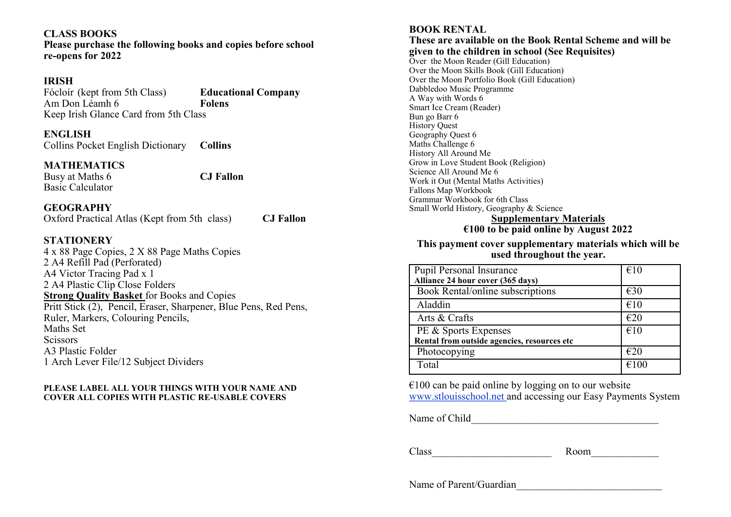## CLASS BOOKS

**Please purchase the following books and copies before school re-opens for 2022**

### IRISH

Fócloír (kept from 5th Class) **Educational Company**
Am Don Léamh 6 **Folens**
Keep Irish Glance Card from 5th Class

### ENGLISH

Collins Pocket English Dictionary **Collins**

### MATHEMATICS

Busy at Maths 6 **CJ Fallon**
Basic Calculator

### GEOGRAPHY

Oxford Practical Atlas (Kept from 5th class) **CJ Fallon**

### STATIONERY

4 x 88 Page Copies, 2 X 88 Page Maths Copies
2 A4 Refill Pad (Perforated)
A4 Victor Tracing Pad x 1
2 A4 Plastic Clip Close Folders
**Strong Quality Basket** for Books and Copies
Pritt Stick (2), Pencil, Eraser, Sharpener, Blue Pens, Red Pens, Ruler, Markers, Colouring Pencils,
Maths Set
Scissors
A3 Plastic Folder
1 Arch Lever File/12 Subject Dividers

**PLEASE LABEL ALL YOUR THINGS WITH YOUR NAME AND COVER ALL COPIES WITH PLASTIC RE-USABLE COVERS**

## BOOK RENTAL

**These are available on the Book Rental Scheme and will be given to the children in school (See Requisites)**

Over the Moon Reader (Gill Education)
Over the Moon Skills Book (Gill Education)
Over the Moon Portfolio Book (Gill Education)
Dabbledoo Music Programme
A Way with Words 6
Smart Ice Cream (Reader)
Bun go Barr 6
History Quest
Geography Quest 6
Maths Challenge 6
History All Around Me
Grow in Love Student Book (Religion)
Science All Around Me 6
Work it Out (Mental Maths Activities)
Fallons Map Workbook
Grammar Workbook for 6th Class
Small World History, Geography & Science

### Supplementary Materials

**€100 to be paid online by August 2022**

**This payment cover supplementary materials which will be used throughout the year.**

| | |
|---|---|
| Pupil Personal Insurance<br>**Alliance 24 hour cover (365 days)** | €10 |
| Book Rental/online subscriptions | €30 |
| Aladdin | €10 |
| Arts & Crafts | €20 |
| PE & Sports Expenses<br>**Rental from outside agencies, resources etc** | €10 |
| Photocopying | €20 |
| Total | €100 |

€100 can be paid online by logging on to our website www.stlouisschool.net and accessing our Easy Payments System

Name of Child___________________________________

Class______________________ Room____________

Name of Parent/Guardian___________________________